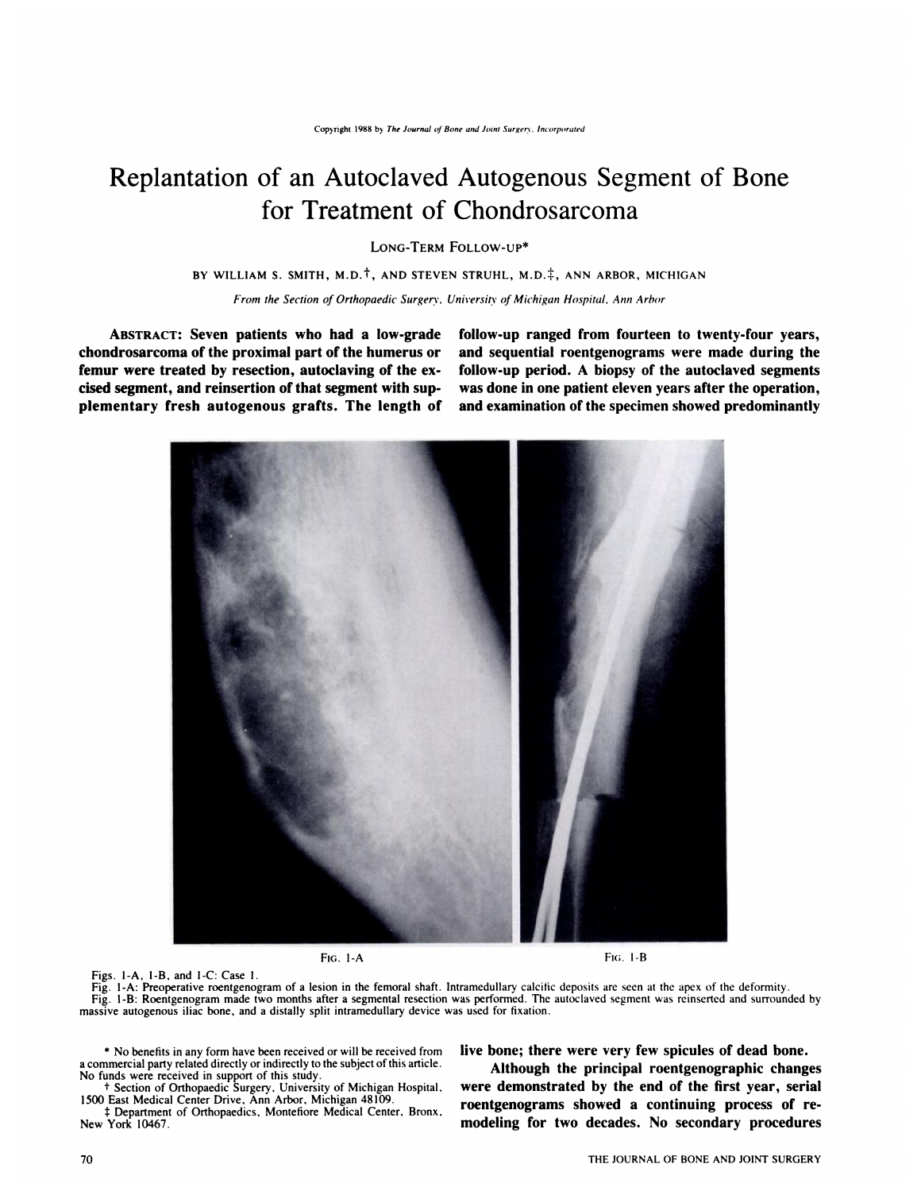Copyright 1988 by *The Journal of Bone and Joint Surgery, Incorporated*

# Replantation of an Autoclaved Autogenous Segment of Bone for Treatment of Chondrosarcoma

LONG-TERM FOLLOW-UP*

BY WILLIAM S. SMITH, M.D.†, AND STEVEN STRUHL, M.D.‡, ANN ARBOR, MICHIGAN

*From the Section of Orthopaedic Surgery, University of Michigan Hospital, Ann Arbor*

**ABSTRACT: Seven patients who had a low-grade chondrosarcoma of the proximal part of the humerus or femur were treated by resection, autoclaving of the excised segment, and reinsertion of that segment with supplementary fresh autogenous grafts. The length of follow-up ranged from fourteen to twenty-four years, and sequential roentgenograms were made during the follow-up period. A biopsy of the autoclaved segments was done in one patient eleven years after the operation, and examination of the specimen showed predominantly live bone; there were very few spicules of dead bone.**

**Although the principal roentgenographic changes were demonstrated by the end of the first year, serial roentgenograms showed a continuing process of remodeling for two decades. No secondary procedures**

FIG. 1-A

FIG. 1-B

Figs. 1-A, 1-B, and 1-C: Case 1.

Fig. 1-A: Preoperative roentgenogram of a lesion in the femoral shaft. Intramedullary calcific deposits are seen at the apex of the deformity.

Fig. 1-B: Roentgenogram made two months after a segmental resection was performed. The autoclaved segment was reinserted and surrounded by massive autogenous iliac bone, and a distally split intramedullary device was used for fixation.

\* No benefits in any form have been received or will be received from a commercial party related directly or indirectly to the subject of this article. No funds were received in support of this study.

† Section of Orthopaedic Surgery, University of Michigan Hospital, 1500 East Medical Center Drive, Ann Arbor, Michigan 48109.

‡ Department of Orthopaedics, Montefiore Medical Center, Bronx, New York 10467.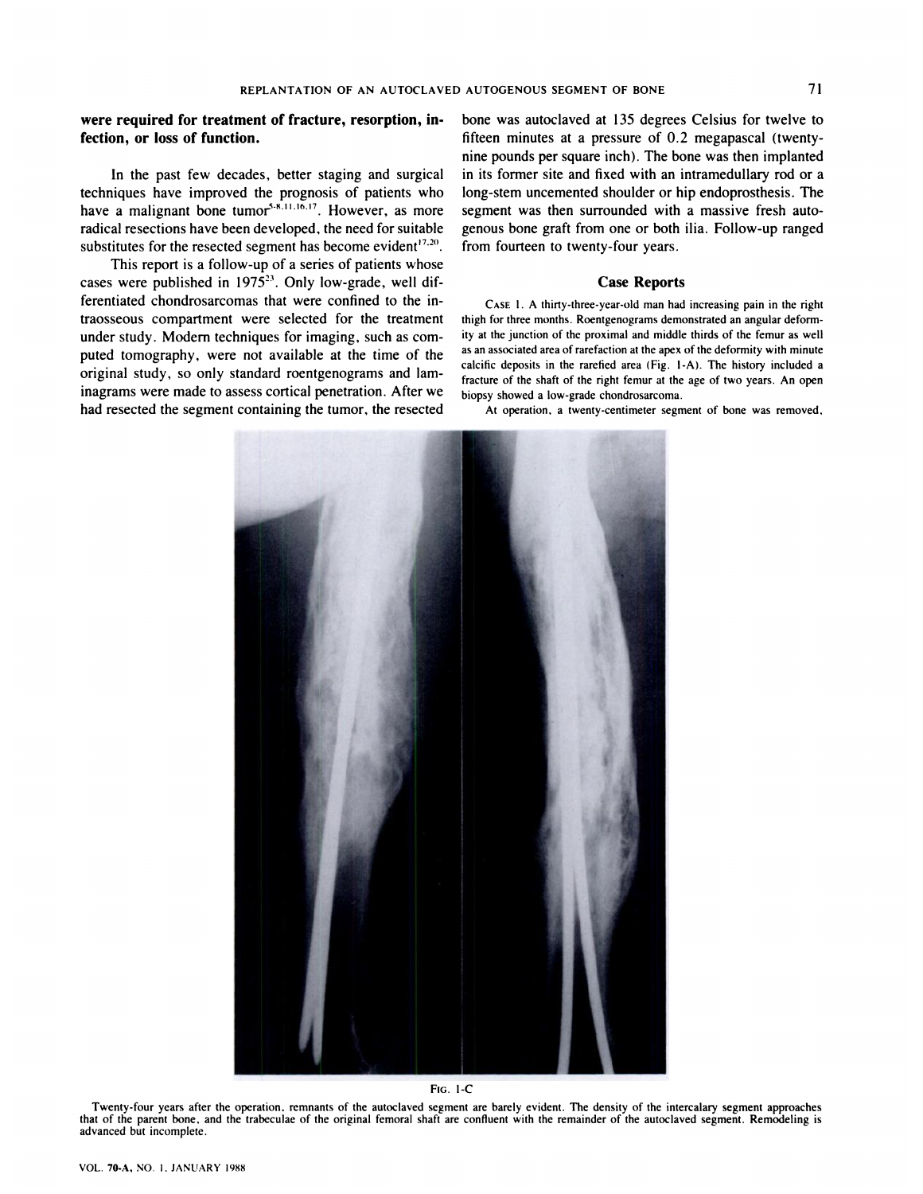**were required for treatment of fracture, resorption, infection, or loss of function.**

In the past few decades, better staging and surgical techniques have improved the prognosis of patients who have a malignant bone tumor[5-8,11,16,17]. However, as more radical resections have been developed, the need for suitable substitutes for the resected segment has become evident[17,20].

This report is a follow-up of a series of patients whose cases were published in 1975[23]. Only low-grade, well differentiated chondrosarcomas that were confined to the intraosseous compartment were selected for the treatment under study. Modern techniques for imaging, such as computed tomography, were not available at the time of the original study, so only standard roentgenograms and laminagrams were made to assess cortical penetration. After we had resected the segment containing the tumor, the resected bone was autoclaved at 135 degrees Celsius for twelve to fifteen minutes at a pressure of 0.2 megapascal (twenty-nine pounds per square inch). The bone was then implanted in its former site and fixed with an intramedullary rod or a long-stem uncemented shoulder or hip endoprosthesis. The segment was then surrounded with a massive fresh autogenous bone graft from one or both ilia. Follow-up ranged from fourteen to twenty-four years.

## Case Reports

CASE 1. A thirty-three-year-old man had increasing pain in the right thigh for three months. Roentgenograms demonstrated an angular deformity at the junction of the proximal and middle thirds of the femur as well as an associated area of rarefaction at the apex of the deformity with minute calcific deposits in the rarefied area (Fig. 1-A). The history included a fracture of the shaft of the right femur at the age of two years. An open biopsy showed a low-grade chondrosarcoma.

At operation, a twenty-centimeter segment of bone was removed,

FIG. 1-C

Twenty-four years after the operation, remnants of the autoclaved segment are barely evident. The density of the intercalary segment approaches that of the parent bone, and the trabeculae of the original femoral shaft are confluent with the remainder of the autoclaved segment. Remodeling is advanced but incomplete.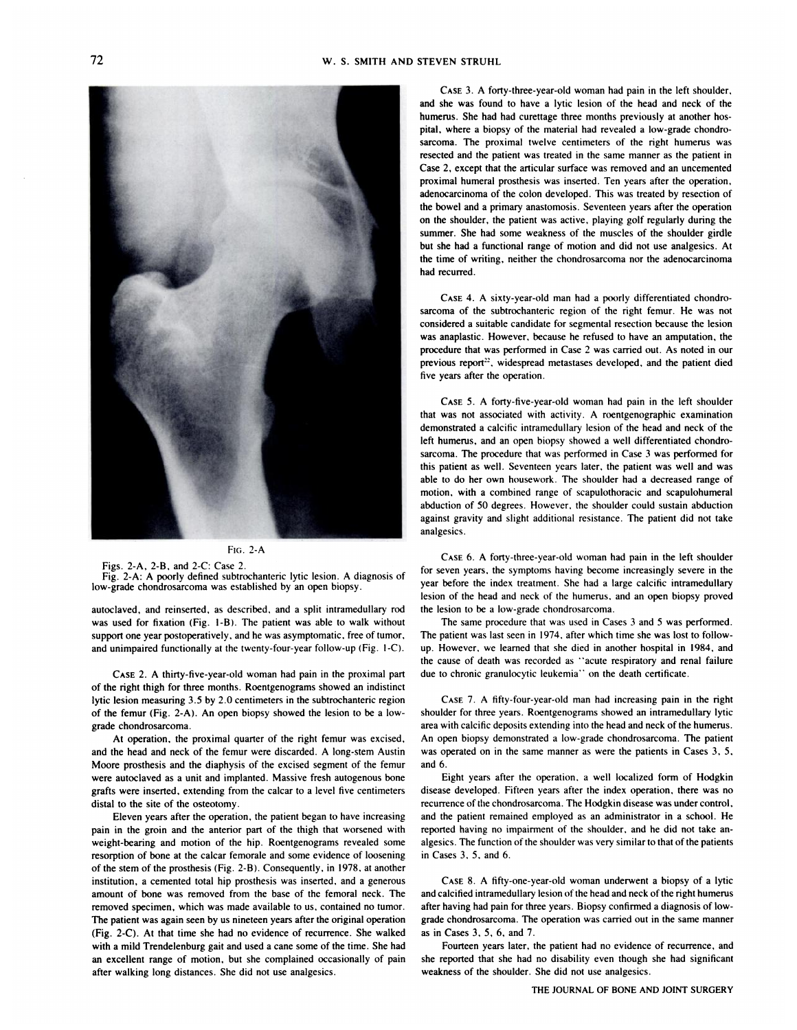FIG. 2-A

Figs. 2-A, 2-B, and 2-C: Case 2.
Fig. 2-A: A poorly defined subtrochanteric lytic lesion. A diagnosis of low-grade chondrosarcoma was established by an open biopsy.

autoclaved, and reinserted, as described, and a split intramedullary rod was used for fixation (Fig. 1-B). The patient was able to walk without support one year postoperatively, and he was asymptomatic, free of tumor, and unimpaired functionally at the twenty-four-year follow-up (Fig. 1-C).

CASE 2. A thirty-five-year-old woman had pain in the proximal part of the right thigh for three months. Roentgenograms showed an indistinct lytic lesion measuring 3.5 by 2.0 centimeters in the subtrochanteric region of the femur (Fig. 2-A). An open biopsy showed the lesion to be a low-grade chondrosarcoma.

At operation, the proximal quarter of the right femur was excised, and the head and neck of the femur were discarded. A long-stem Austin Moore prosthesis and the diaphysis of the excised segment of the femur were autoclaved as a unit and implanted. Massive fresh autogenous bone grafts were inserted, extending from the calcar to a level five centimeters distal to the site of the osteotomy.

Eleven years after the operation, the patient began to have increasing pain in the groin and the anterior part of the thigh that worsened with weight-bearing and motion of the hip. Roentgenograms revealed some resorption of bone at the calcar femorale and some evidence of loosening of the stem of the prosthesis (Fig. 2-B). Consequently, in 1978, at another institution, a cemented total hip prosthesis was inserted, and a generous amount of bone was removed from the base of the femoral neck. The removed specimen, which was made available to us, contained no tumor. The patient was again seen by us nineteen years after the original operation (Fig. 2-C). At that time she had no evidence of recurrence. She walked with a mild Trendelenburg gait and used a cane some of the time. She had an excellent range of motion, but she complained occasionally of pain after walking long distances. She did not use analgesics.

CASE 3. A forty-three-year-old woman had pain in the left shoulder, and she was found to have a lytic lesion of the head and neck of the humerus. She had had curettage three months previously at another hospital, where a biopsy of the material had revealed a low-grade chondrosarcoma. The proximal twelve centimeters of the right humerus was resected and the patient was treated in the same manner as the patient in Case 2, except that the articular surface was removed and an uncemented proximal humeral prosthesis was inserted. Ten years after the operation, adenocarcinoma of the colon developed. This was treated by resection of the bowel and a primary anastomosis. Seventeen years after the operation on the shoulder, the patient was active, playing golf regularly during the summer. She had some weakness of the muscles of the shoulder girdle but she had a functional range of motion and did not use analgesics. At the time of writing, neither the chondrosarcoma nor the adenocarcinoma had recurred.

CASE 4. A sixty-year-old man had a poorly differentiated chondrosarcoma of the subtrochanteric region of the right femur. He was not considered a suitable candidate for segmental resection because the lesion was anaplastic. However, because he refused to have an amputation, the procedure that was performed in Case 2 was carried out. As noted in our previous report[22], widespread metastases developed, and the patient died five years after the operation.

CASE 5. A forty-five-year-old woman had pain in the left shoulder that was not associated with activity. A roentgenographic examination demonstrated a calcific intramedullary lesion of the head and neck of the left humerus, and an open biopsy showed a well differentiated chondrosarcoma. The procedure that was performed in Case 3 was performed for this patient as well. Seventeen years later, the patient was well and was able to do her own housework. The shoulder had a decreased range of motion, with a combined range of scapulothoracic and scapulohumeral abduction of 50 degrees. However, the shoulder could sustain abduction against gravity and slight additional resistance. The patient did not take analgesics.

CASE 6. A forty-three-year-old woman had pain in the left shoulder for seven years, the symptoms having become increasingly severe in the year before the index treatment. She had a large calcific intramedullary lesion of the head and neck of the humerus, and an open biopsy proved the lesion to be a low-grade chondrosarcoma.

The same procedure that was used in Cases 3 and 5 was performed. The patient was last seen in 1974, after which time she was lost to follow-up. However, we learned that she died in another hospital in 1984, and the cause of death was recorded as "acute respiratory and renal failure due to chronic granulocytic leukemia" on the death certificate.

CASE 7. A fifty-four-year-old man had increasing pain in the right shoulder for three years. Roentgenograms showed an intramedullary lytic area with calcific deposits extending into the head and neck of the humerus. An open biopsy demonstrated a low-grade chondrosarcoma. The patient was operated on in the same manner as were the patients in Cases 3, 5, and 6.

Eight years after the operation, a well localized form of Hodgkin disease developed. Fifteen years after the index operation, there was no recurrence of the chondrosarcoma. The Hodgkin disease was under control, and the patient remained employed as an administrator in a school. He reported having no impairment of the shoulder, and he did not take analgesics. The function of the shoulder was very similar to that of the patients in Cases 3, 5, and 6.

CASE 8. A fifty-one-year-old woman underwent a biopsy of a lytic and calcified intramedullary lesion of the head and neck of the right humerus after having had pain for three years. Biopsy confirmed a diagnosis of low-grade chondrosarcoma. The operation was carried out in the same manner as in Cases 3, 5, 6, and 7.

Fourteen years later, the patient had no evidence of recurrence, and she reported that she had no disability even though she had significant weakness of the shoulder. She did not use analgesics.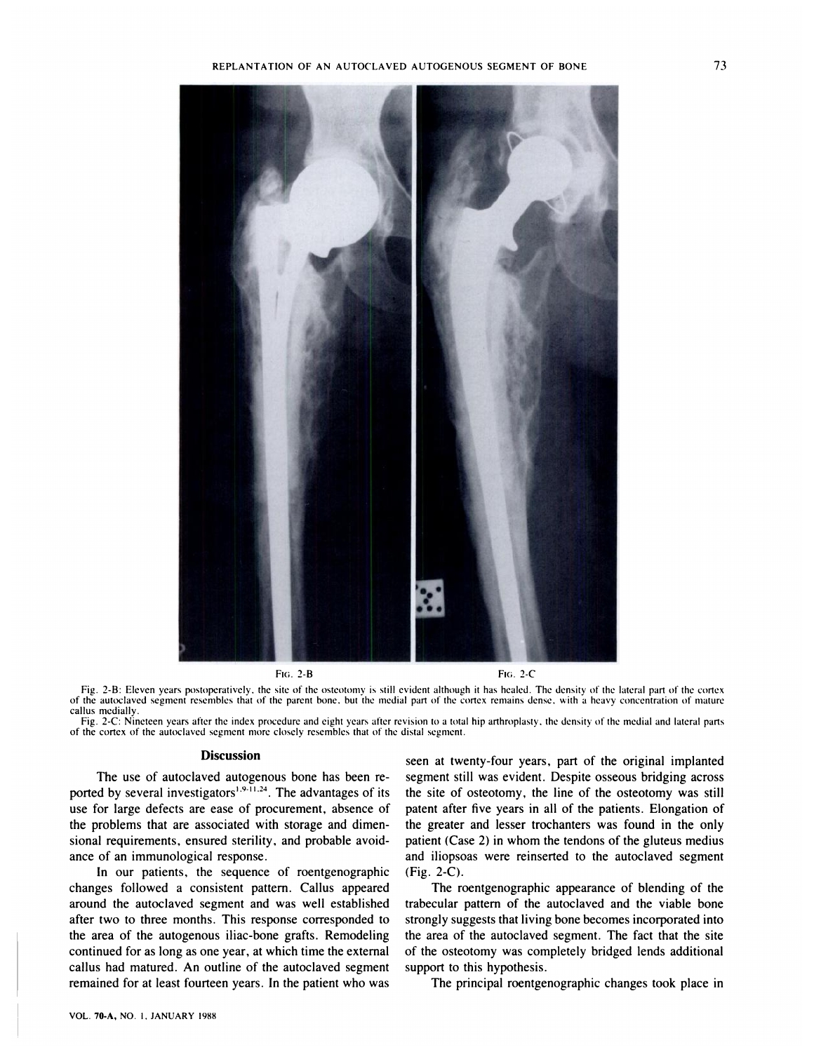FIG. 2-B FIG. 2-C

Fig. 2-B: Eleven years postoperatively, the site of the osteotomy is still evident although it has healed. The density of the lateral part of the cortex of the autoclaved segment resembles that of the parent bone, but the medial part of the cortex remains dense, with a heavy concentration of mature callus medially.

Fig. 2-C: Nineteen years after the index procedure and eight years after revision to a total hip arthroplasty, the density of the medial and lateral parts of the cortex of the autoclaved segment more closely resembles that of the distal segment.

### Discussion

The use of autoclaved autogenous bone has been reported by several investigators[1,9-11,24]. The advantages of its use for large defects are ease of procurement, absence of the problems that are associated with storage and dimensional requirements, ensured sterility, and probable avoidance of an immunological response.

In our patients, the sequence of roentgenographic changes followed a consistent pattern. Callus appeared around the autoclaved segment and was well established after two to three months. This response corresponded to the area of the autogenous iliac-bone grafts. Remodeling continued for as long as one year, at which time the external callus had matured. An outline of the autoclaved segment remained for at least fourteen years. In the patient who was seen at twenty-four years, part of the original implanted segment still was evident. Despite osseous bridging across the site of osteotomy, the line of the osteotomy was still patent after five years in all of the patients. Elongation of the greater and lesser trochanters was found in the only patient (Case 2) in whom the tendons of the gluteus medius and iliopsoas were reinserted to the autoclaved segment (Fig. 2-C).

The roentgenographic appearance of blending of the trabecular pattern of the autoclaved and the viable bone strongly suggests that living bone becomes incorporated into the area of the autoclaved segment. The fact that the site of the osteotomy was completely bridged lends additional support to this hypothesis.

The principal roentgenographic changes took place in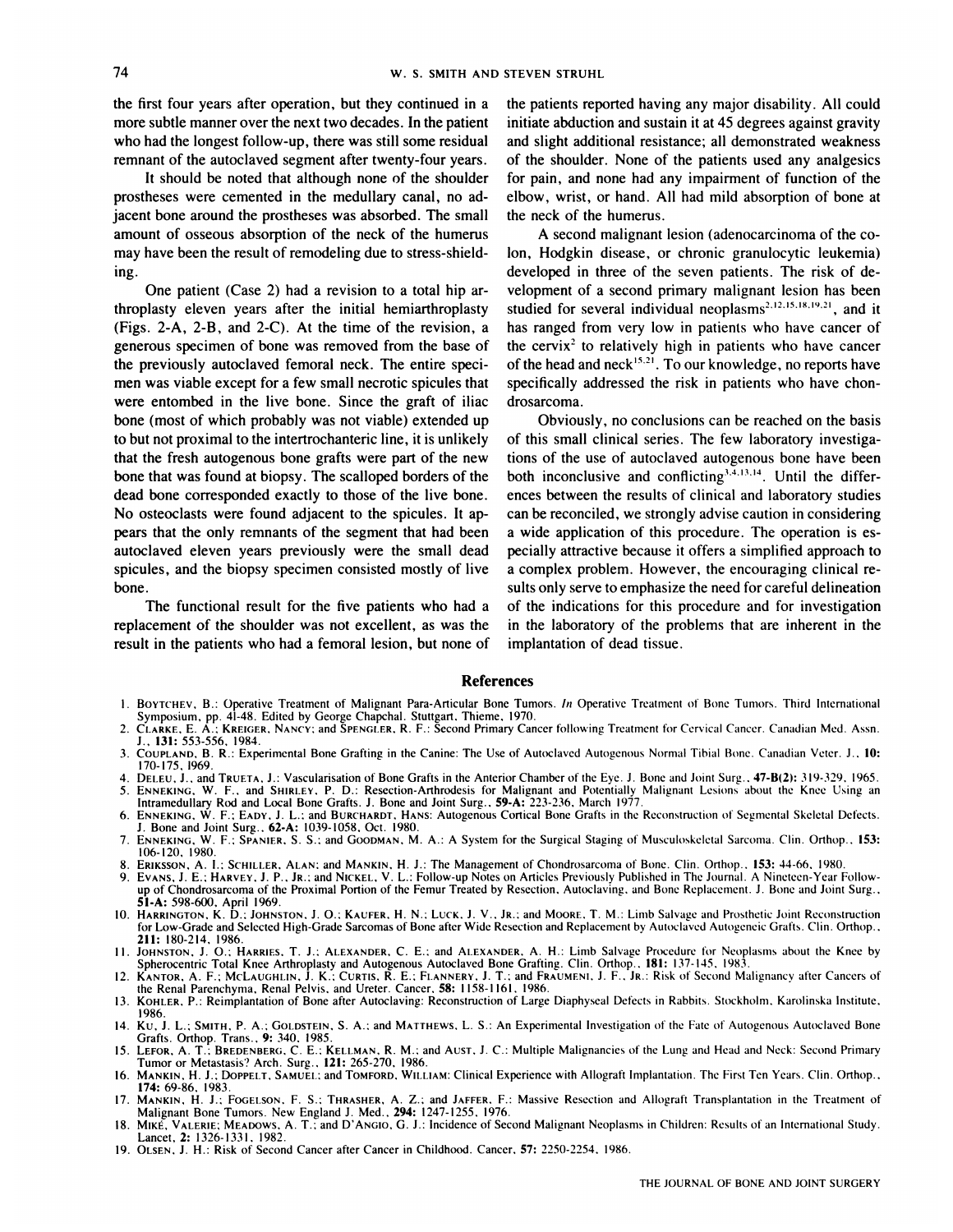the first four years after operation, but they continued in a more subtle manner over the next two decades. In the patient who had the longest follow-up, there was still some residual remnant of the autoclaved segment after twenty-four years.

It should be noted that although none of the shoulder prostheses were cemented in the medullary canal, no adjacent bone around the prostheses was absorbed. The small amount of osseous absorption of the neck of the humerus may have been the result of remodeling due to stress-shielding.

One patient (Case 2) had a revision to a total hip arthroplasty eleven years after the initial hemiarthroplasty (Figs. 2-A, 2-B, and 2-C). At the time of the revision, a generous specimen of bone was removed from the base of the previously autoclaved femoral neck. The entire specimen was viable except for a few small necrotic spicules that were entombed in the live bone. Since the graft of iliac bone (most of which probably was not viable) extended up to but not proximal to the intertrochanteric line, it is unlikely that the fresh autogenous bone grafts were part of the new bone that was found at biopsy. The scalloped borders of the dead bone corresponded exactly to those of the live bone. No osteoclasts were found adjacent to the spicules. It appears that the only remnants of the segment that had been autoclaved eleven years previously were the small dead spicules, and the biopsy specimen consisted mostly of live bone.

The functional result for the five patients who had a replacement of the shoulder was not excellent, as was the result in the patients who had a femoral lesion, but none of the patients reported having any major disability. All could initiate abduction and sustain it at 45 degrees against gravity and slight additional resistance; all demonstrated weakness of the shoulder. None of the patients used any analgesics for pain, and none had any impairment of function of the elbow, wrist, or hand. All had mild absorption of bone at the neck of the humerus.

A second malignant lesion (adenocarcinoma of the colon, Hodgkin disease, or chronic granulocytic leukemia) developed in three of the seven patients. The risk of development of a second primary malignant lesion has been studied for several individual neoplasms[2,12,15,18,19,21], and it has ranged from very low in patients who have cancer of the cervix[2] to relatively high in patients who have cancer of the head and neck[15,21]. To our knowledge, no reports have specifically addressed the risk in patients who have chondrosarcoma.

Obviously, no conclusions can be reached on the basis of this small clinical series. The few laboratory investigations of the use of autoclaved autogenous bone have been both inconclusive and conflicting[3,4,13,14]. Until the differences between the results of clinical and laboratory studies can be reconciled, we strongly advise caution in considering a wide application of this procedure. The operation is especially attractive because it offers a simplified approach to a complex problem. However, the encouraging clinical results only serve to emphasize the need for careful delineation of the indications for this procedure and for investigation in the laboratory of the problems that are inherent in the implantation of dead tissue.

## References

1. Boytchev, B.: Operative Treatment of Malignant Para-Articular Bone Tumors. *In* Operative Treatment of Bone Tumors. Third International Symposium, pp. 41-48. Edited by George Chapchal. Stuttgart, Thieme, 1970.
2. Clarke, E. A.; Kreiger, Nancy; and Spengler, R. F.: Second Primary Cancer following Treatment for Cervical Cancer. Canadian Med. Assn. J., **131:** 553-556, 1984.
3. Coupland, B. R.: Experimental Bone Grafting in the Canine: The Use of Autoclaved Autogenous Normal Tibial Bone. Canadian Veter. J., **10:** 170-175, 1969.
4. Deleu, J., and Trueta, J.: Vascularisation of Bone Grafts in the Anterior Chamber of the Eye. J. Bone and Joint Surg., **47-B(2):** 319-329, 1965.
5. Enneking, W. F., and Shirley, P. D.: Resection-Arthrodesis for Malignant and Potentially Malignant Lesions about the Knee Using an Intramedullary Rod and Local Bone Grafts. J. Bone and Joint Surg., **59-A:** 223-236, March 1977.
6. Enneking, W. F.; Eady, J. L.; and Burchardt, Hans: Autogenous Cortical Bone Grafts in the Reconstruction of Segmental Skeletal Defects. J. Bone and Joint Surg., **62-A:** 1039-1058, Oct. 1980.
7. Enneking, W. F.; Spanier, S. S.; and Goodman, M. A.: A System for the Surgical Staging of Musculoskeletal Sarcoma. Clin. Orthop., **153:** 106-120, 1980.
8. Eriksson, A. I.; Schiller, Alan; and Mankin, H. J.: The Management of Chondrosarcoma of Bone. Clin. Orthop., **153:** 44-66, 1980.
9. Evans, J. E.; Harvey, J. P., Jr.; and Nickel, V. L.: Follow-up Notes on Articles Previously Published in The Journal. A Nineteen-Year Follow-up of Chondrosarcoma of the Proximal Portion of the Femur Treated by Resection, Autoclaving, and Bone Replacement. J. Bone and Joint Surg., **51-A:** 598-600, April 1969.
10. Harrington, K. D.; Johnston, J. O.; Kaufer, H. N.; Luck, J. V., Jr.; and Moore, T. M.: Limb Salvage and Prosthetic Joint Reconstruction for Low-Grade and Selected High-Grade Sarcomas of Bone after Wide Resection and Replacement by Autoclaved Autogeneic Grafts. Clin. Orthop., **211:** 180-214, 1986.
11. Johnston, J. O.; Harries, T. J.; Alexander, C. E.; and Alexander, A. H.: Limb Salvage Procedure for Neoplasms about the Knee by Spherocentric Total Knee Arthroplasty and Autogenous Autoclaved Bone Grafting. Clin. Orthop., **181:** 137-145, 1983.
12. Kantor, A. F.; McLaughlin, J. K.; Curtis, R. E.; Flannery, J. T.; and Fraumeni, J. F., Jr.: Risk of Second Malignancy after Cancers of the Renal Parenchyma, Renal Pelvis, and Ureter. Cancer, **58:** 1158-1161, 1986.
13. Kohler, P.: Reimplantation of Bone after Autoclaving: Reconstruction of Large Diaphyseal Defects in Rabbits. Stockholm, Karolinska Institute, 1986.
14. Ku, J. L.; Smith, P. A.; Goldstein, S. A.; and Matthews, L. S.: An Experimental Investigation of the Fate of Autogenous Autoclaved Bone Grafts. Orthop. Trans., **9:** 340, 1985.
15. Lefor, A. T.; Bredenberg, C. E.; Kellman, R. M.; and Aust, J. C.: Multiple Malignancies of the Lung and Head and Neck: Second Primary Tumor or Metastasis? Arch. Surg., **121:** 265-270, 1986.
16. Mankin, H. J.; Doppelt, Samuel; and Tomford, William: Clinical Experience with Allograft Implantation. The First Ten Years. Clin. Orthop., **174:** 69-86, 1983.
17. Mankin, H. J.; Fogelson, F. S.; Thrasher, A. Z.; and Jaffer, F.: Massive Resection and Allograft Transplantation in the Treatment of Malignant Bone Tumors. New England J. Med., **294:** 1247-1255, 1976.
18. Miké, Valerie; Meadows, A. T.; and D'Angio, G. J.: Incidence of Second Malignant Neoplasms in Children: Results of an International Study. Lancet, **2:** 1326-1331, 1982.
19. Olsen, J. H.: Risk of Second Cancer after Cancer in Childhood. Cancer, **57:** 2250-2254, 1986.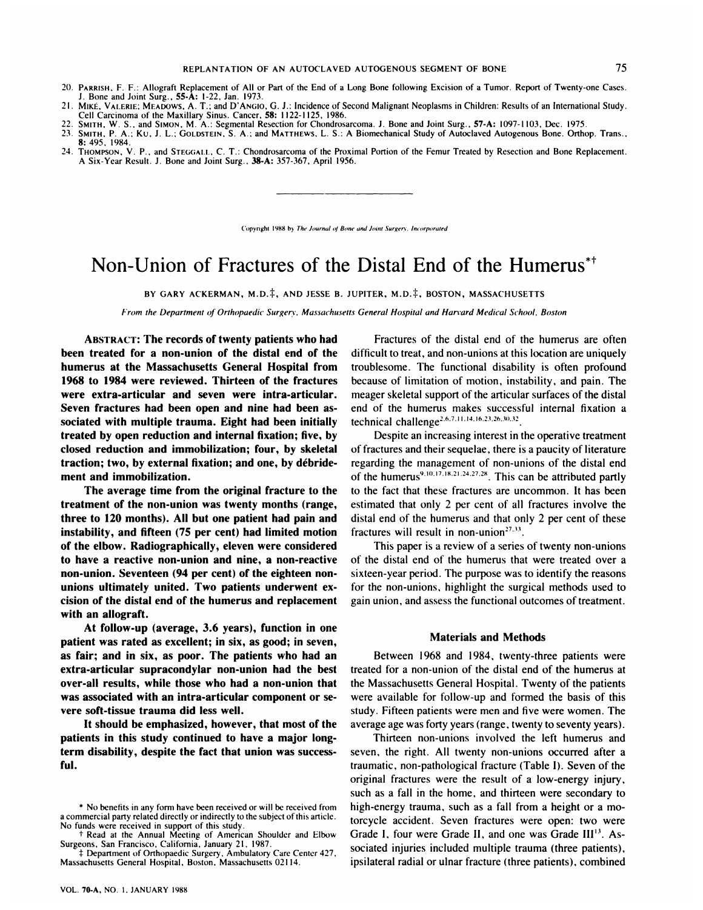20. PARRISH, F. F.: Allograft Replacement of All or Part of the End of a Long Bone following Excision of a Tumor. Report of Twenty-one Cases. J. Bone and Joint Surg., 55-A: 1-22, Jan. 1973.
21. MIKÉ, VALERIE; MEADOWS, A. T.; and D'ANGIO, G. J.: Incidence of Second Malignant Neoplasms in Children: Results of an International Study. Cell Carcinoma of the Maxillary Sinus. Cancer, 58: 1122-1125, 1986.
22. SMITH, W. S., and SIMON, M. A.: Segmental Resection for Chondrosarcoma. J. Bone and Joint Surg., 57-A: 1097-1103, Dec. 1975.
23. SMITH, P. A.; KU, J. L.; GOLDSTEIN, S. A.; and MATTHEWS, L. S.: A Biomechanical Study of Autoclaved Autogenous Bone. Orthop. Trans., 8: 495, 1984.
24. THOMPSON, V. P., and STEGGALL, C. T.: Chondrosarcoma of the Proximal Portion of the Femur Treated by Resection and Bone Replacement. A Six-Year Result. J. Bone and Joint Surg., 38-A: 357-367, April 1956.

---

Copyright 1988 by The Journal of Bone and Joint Surgery, Incorporated

# Non-Union of Fractures of the Distal End of the Humerus*†

BY GARY ACKERMAN, M.D.‡, AND JESSE B. JUPITER, M.D.‡, BOSTON, MASSACHUSETTS

*From the Department of Orthopaedic Surgery, Massachusetts General Hospital and Harvard Medical School, Boston*

**ABSTRACT: The records of twenty patients who had been treated for a non-union of the distal end of the humerus at the Massachusetts General Hospital from 1968 to 1984 were reviewed. Thirteen of the fractures were extra-articular and seven were intra-articular. Seven fractures had been open and nine had been associated with multiple trauma. Eight had been initially treated by open reduction and internal fixation; five, by closed reduction and immobilization; four, by skeletal traction; two, by external fixation; and one, by débridement and immobilization.**

**The average time from the original fracture to the treatment of the non-union was twenty months (range, three to 120 months). All but one patient had pain and instability, and fifteen (75 per cent) had limited motion of the elbow. Radiographically, eleven were considered to have a reactive non-union and nine, a non-reactive non-union. Seventeen (94 per cent) of the eighteen non-unions ultimately united. Two patients underwent excision of the distal end of the humerus and replacement with an allograft.**

**At follow-up (average, 3.6 years), function in one patient was rated as excellent; in six, as good; in seven, as fair; and in six, as poor. The patients who had an extra-articular supracondylar non-union had the best over-all results, while those who had a non-union that was associated with an intra-articular component or severe soft-tissue trauma did less well.**

**It should be emphasized, however, that most of the patients in this study continued to have a major long-term disability, despite the fact that union was successful.**

Fractures of the distal end of the humerus are often difficult to treat, and non-unions at this location are uniquely troublesome. The functional disability is often profound because of limitation of motion, instability, and pain. The meager skeletal support of the articular surfaces of the distal end of the humerus makes successful internal fixation a technical challenge[2,6,7,11,14,16,23,26,30,32].

Despite an increasing interest in the operative treatment of fractures and their sequelae, there is a paucity of literature regarding the management of non-unions of the distal end of the humerus[9,10,17,18,21,24,27,28]. This can be attributed partly to the fact that these fractures are uncommon. It has been estimated that only 2 per cent of all fractures involve the distal end of the humerus and that only 2 per cent of these fractures will result in non-union[27,33].

This paper is a review of a series of twenty non-unions of the distal end of the humerus that were treated over a sixteen-year period. The purpose was to identify the reasons for the non-unions, highlight the surgical methods used to gain union, and assess the functional outcomes of treatment.

## Materials and Methods

Between 1968 and 1984, twenty-three patients were treated for a non-union of the distal end of the humerus at the Massachusetts General Hospital. Twenty of the patients were available for follow-up and formed the basis of this study. Fifteen patients were men and five were women. The average age was forty years (range, twenty to seventy years).

Thirteen non-unions involved the left humerus and seven, the right. All twenty non-unions occurred after a traumatic, non-pathological fracture (Table I). Seven of the original fractures were the result of a low-energy injury, such as a fall in the home, and thirteen were secondary to high-energy trauma, such as a fall from a height or a motorcycle accident. Seven fractures were open: two were Grade I, four were Grade II, and one was Grade III[13]. Associated injuries included multiple trauma (three patients), ipsilateral radial or ulnar fracture (three patients), combined

\* No benefits in any form have been received or will be received from a commercial party related directly or indirectly to the subject of this article. No funds were received in support of this study.

† Read at the Annual Meeting of American Shoulder and Elbow Surgeons, San Francisco, California, January 21, 1987.

‡ Department of Orthopaedic Surgery, Ambulatory Care Center 427, Massachusetts General Hospital, Boston, Massachusetts 02114.